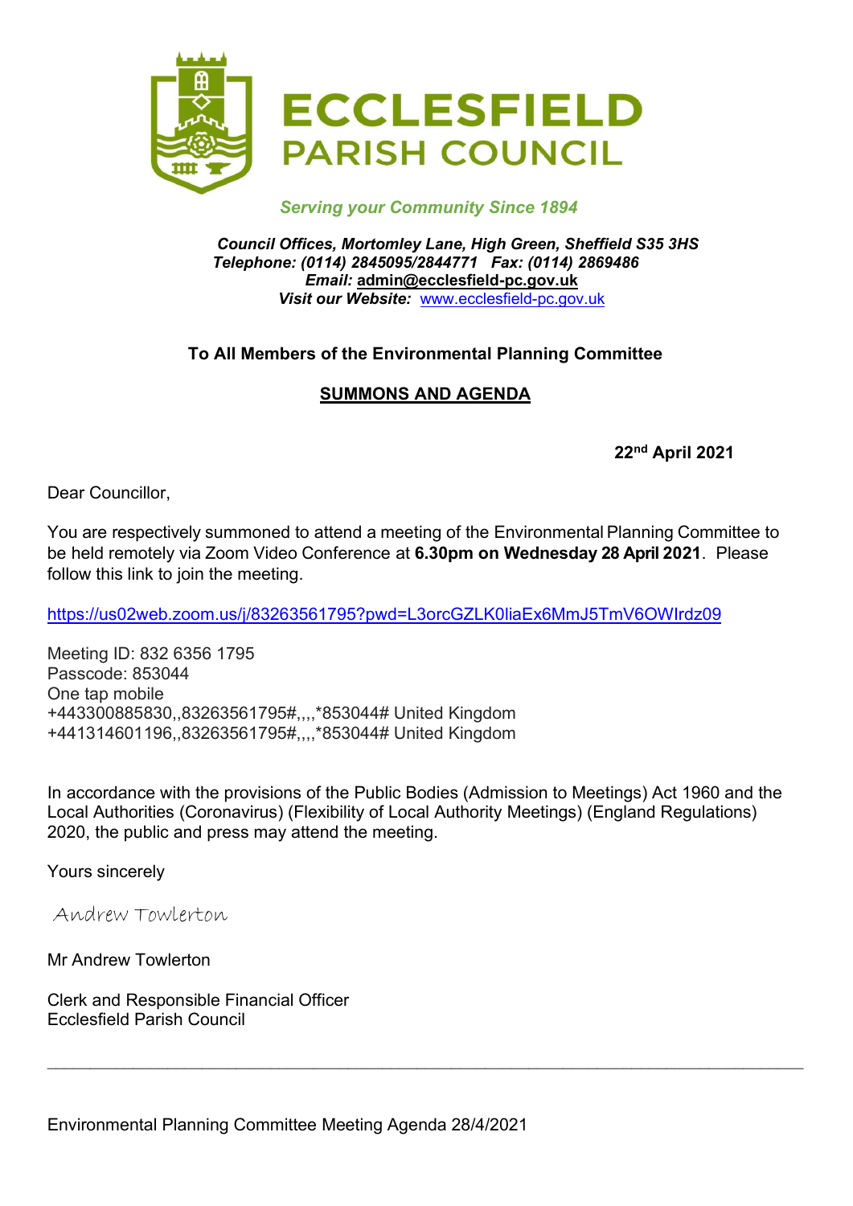# ECCLESFIELD PARISH COUNCIL

*Serving your Community Since 1894*

***Council Offices, Mortomley Lane, High Green, Sheffield S35 3HS***
***Telephone: (0114) 2845095/2844771 Fax: (0114) 2869486***
***Email:* admin@ecclesfield-pc.gov.uk**
***Visit our Website:*** www.ecclesfield-pc.gov.uk

**To All Members of the Environmental Planning Committee**

**SUMMONS AND AGENDA**

**22nd April 2021**

Dear Councillor,

You are respectively summoned to attend a meeting of the Environmental Planning Committee to be held remotely via Zoom Video Conference at **6.30pm on Wednesday 28 April 2021**. Please follow this link to join the meeting.

https://us02web.zoom.us/j/83263561795?pwd=L3orcGZLK0liaEx6MmJ5TmV6OWIrdz09

Meeting ID: 832 6356 1795
Passcode: 853044
One tap mobile
+443300885830,,83263561795#,,,,*853044# United Kingdom
+441314601196,,83263561795#,,,,*853044# United Kingdom

In accordance with the provisions of the Public Bodies (Admission to Meetings) Act 1960 and the Local Authorities (Coronavirus) (Flexibility of Local Authority Meetings) (England Regulations) 2020, the public and press may attend the meeting.

Yours sincerely

*Andrew Towlerton*

Mr Andrew Towlerton

Clerk and Responsible Financial Officer
Ecclesfield Parish Council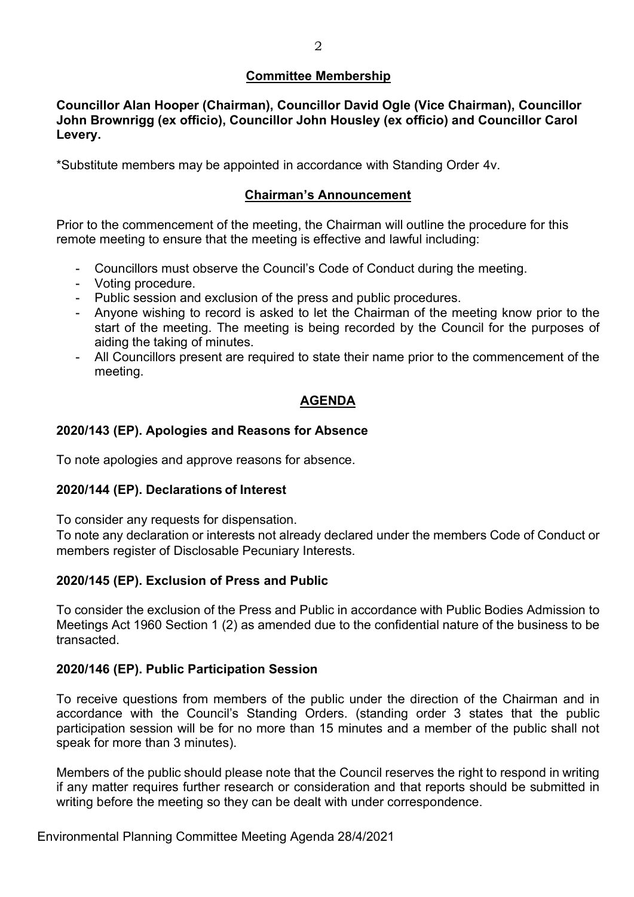## Committee Membership

**Councillor Alan Hooper (Chairman), Councillor David Ogle (Vice Chairman), Councillor John Brownrigg (ex officio), Councillor John Housley (ex officio) and Councillor Carol Levery.**

*Substitute members may be appointed in accordance with Standing Order 4v.

## Chairman's Announcement

Prior to the commencement of the meeting, the Chairman will outline the procedure for this remote meeting to ensure that the meeting is effective and lawful including:

- Councillors must observe the Council's Code of Conduct during the meeting.
- Voting procedure.
- Public session and exclusion of the press and public procedures.
- Anyone wishing to record is asked to let the Chairman of the meeting know prior to the start of the meeting. The meeting is being recorded by the Council for the purposes of aiding the taking of minutes.
- All Councillors present are required to state their name prior to the commencement of the meeting.

## AGENDA

### 2020/143 (EP). Apologies and Reasons for Absence

To note apologies and approve reasons for absence.

### 2020/144 (EP). Declarations of Interest

To consider any requests for dispensation.
To note any declaration or interests not already declared under the members Code of Conduct or members register of Disclosable Pecuniary Interests.

### 2020/145 (EP). Exclusion of Press and Public

To consider the exclusion of the Press and Public in accordance with Public Bodies Admission to Meetings Act 1960 Section 1 (2) as amended due to the confidential nature of the business to be transacted.

### 2020/146 (EP). Public Participation Session

To receive questions from members of the public under the direction of the Chairman and in accordance with the Council's Standing Orders. (standing order 3 states that the public participation session will be for no more than 15 minutes and a member of the public shall not speak for more than 3 minutes).

Members of the public should please note that the Council reserves the right to respond in writing if any matter requires further research or consideration and that reports should be submitted in writing before the meeting so they can be dealt with under correspondence.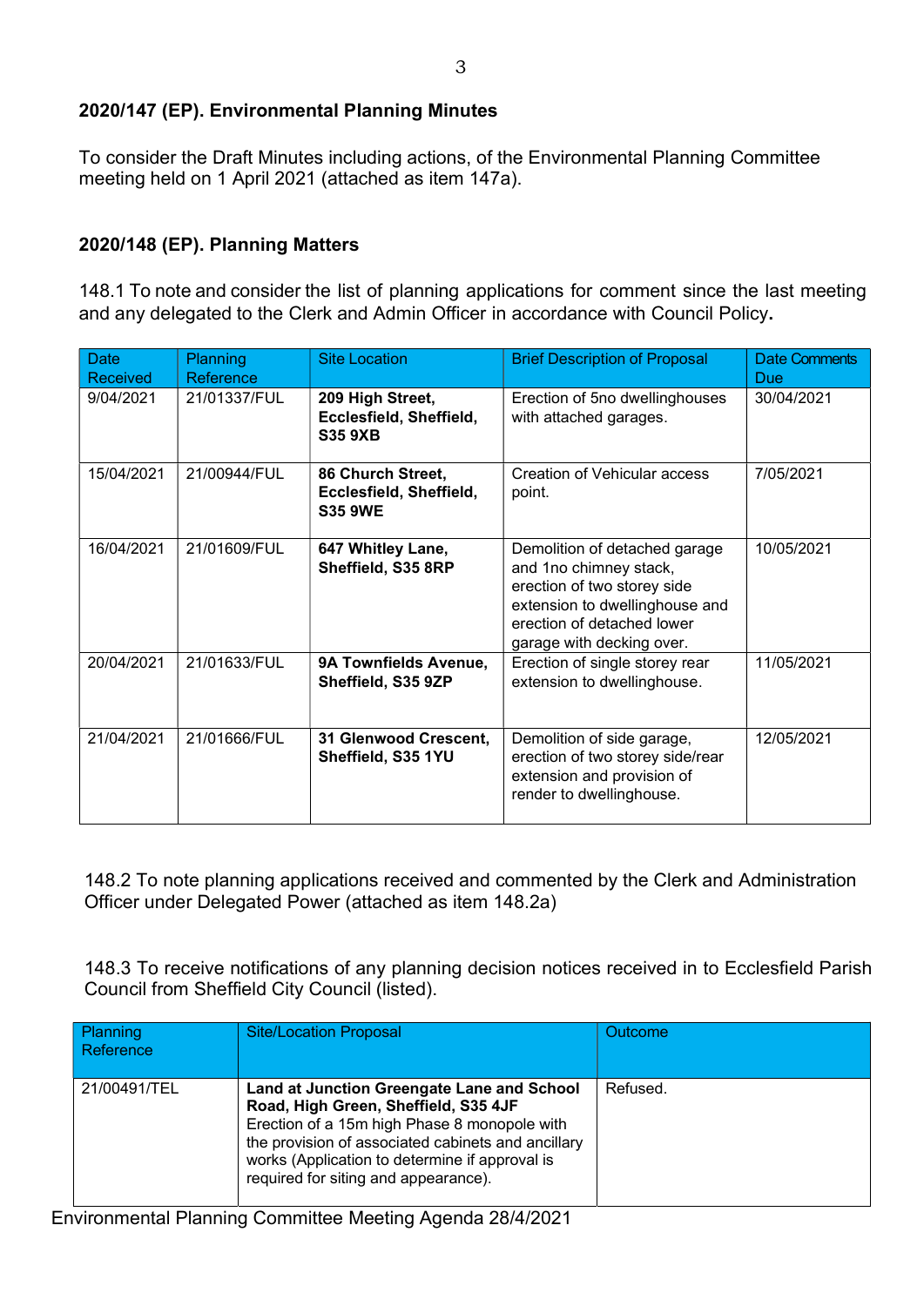### 2020/147 (EP). Environmental Planning Minutes

To consider the Draft Minutes including actions, of the Environmental Planning Committee meeting held on 1 April 2021 (attached as item 147a).

### 2020/148 (EP). Planning Matters

148.1 To note and consider the list of planning applications for comment since the last meeting and any delegated to the Clerk and Admin Officer in accordance with Council Policy**.**

| Date Received | Planning Reference | Site Location | Brief Description of Proposal | Date Comments Due |
|---|---|---|---|---|
| 9/04/2021 | 21/01337/FUL | **209 High Street, Ecclesfield, Sheffield, S35 9XB** | Erection of 5no dwellinghouses with attached garages. | 30/04/2021 |
| 15/04/2021 | 21/00944/FUL | **86 Church Street, Ecclesfield, Sheffield, S35 9WE** | Creation of Vehicular access point. | 7/05/2021 |
| 16/04/2021 | 21/01609/FUL | **647 Whitley Lane, Sheffield, S35 8RP** | Demolition of detached garage and 1no chimney stack, erection of two storey side extension to dwellinghouse and erection of detached lower garage with decking over. | 10/05/2021 |
| 20/04/2021 | 21/01633/FUL | **9A Townfields Avenue, Sheffield, S35 9ZP** | Erection of single storey rear extension to dwellinghouse. | 11/05/2021 |
| 21/04/2021 | 21/01666/FUL | **31 Glenwood Crescent, Sheffield, S35 1YU** | Demolition of side garage, erection of two storey side/rear extension and provision of render to dwellinghouse. | 12/05/2021 |

148.2 To note planning applications received and commented by the Clerk and Administration Officer under Delegated Power (attached as item 148.2a)

148.3 To receive notifications of any planning decision notices received in to Ecclesfield Parish Council from Sheffield City Council (listed).

| Planning Reference | Site/Location Proposal | Outcome |
|---|---|---|
| 21/00491/TEL | **Land at Junction Greengate Lane and School Road, High Green, Sheffield, S35 4JF** Erection of a 15m high Phase 8 monopole with the provision of associated cabinets and ancillary works (Application to determine if approval is required for siting and appearance). | Refused. |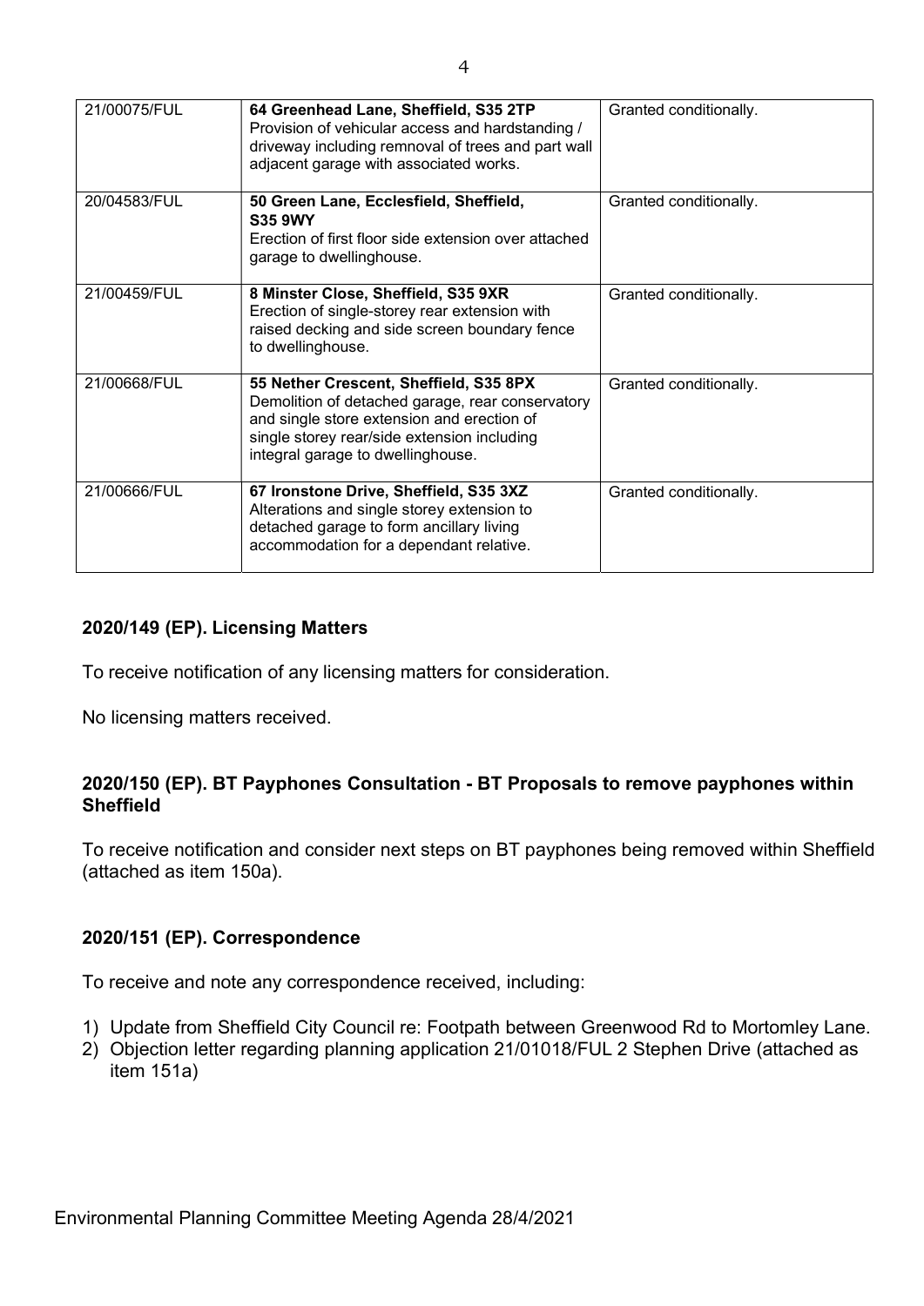| | | |
|---|---|---|
| 21/00075/FUL | **64 Greenhead Lane, Sheffield, S35 2TP** Provision of vehicular access and hardstanding / driveway including remnoval of trees and part wall adjacent garage with associated works. | Granted conditionally. |
| 20/04583/FUL | **50 Green Lane, Ecclesfield, Sheffield, S35 9WY** Erection of first floor side extension over attached garage to dwellinghouse. | Granted conditionally. |
| 21/00459/FUL | **8 Minster Close, Sheffield, S35 9XR** Erection of single-storey rear extension with raised decking and side screen boundary fence to dwellinghouse. | Granted conditionally. |
| 21/00668/FUL | **55 Nether Crescent, Sheffield, S35 8PX** Demolition of detached garage, rear conservatory and single store extension and erection of single storey rear/side extension including integral garage to dwellinghouse. | Granted conditionally. |
| 21/00666/FUL | **67 Ironstone Drive, Sheffield, S35 3XZ** Alterations and single storey extension to detached garage to form ancillary living accommodation for a dependant relative. | Granted conditionally. |

## 2020/149 (EP). Licensing Matters

To receive notification of any licensing matters for consideration.

No licensing matters received.

## 2020/150 (EP). BT Payphones Consultation - BT Proposals to remove payphones within Sheffield

To receive notification and consider next steps on BT payphones being removed within Sheffield (attached as item 150a).

## 2020/151 (EP). Correspondence

To receive and note any correspondence received, including:

1) Update from Sheffield City Council re: Footpath between Greenwood Rd to Mortomley Lane.
2) Objection letter regarding planning application 21/01018/FUL 2 Stephen Drive (attached as item 151a)

Environmental Planning Committee Meeting Agenda 28/4/2021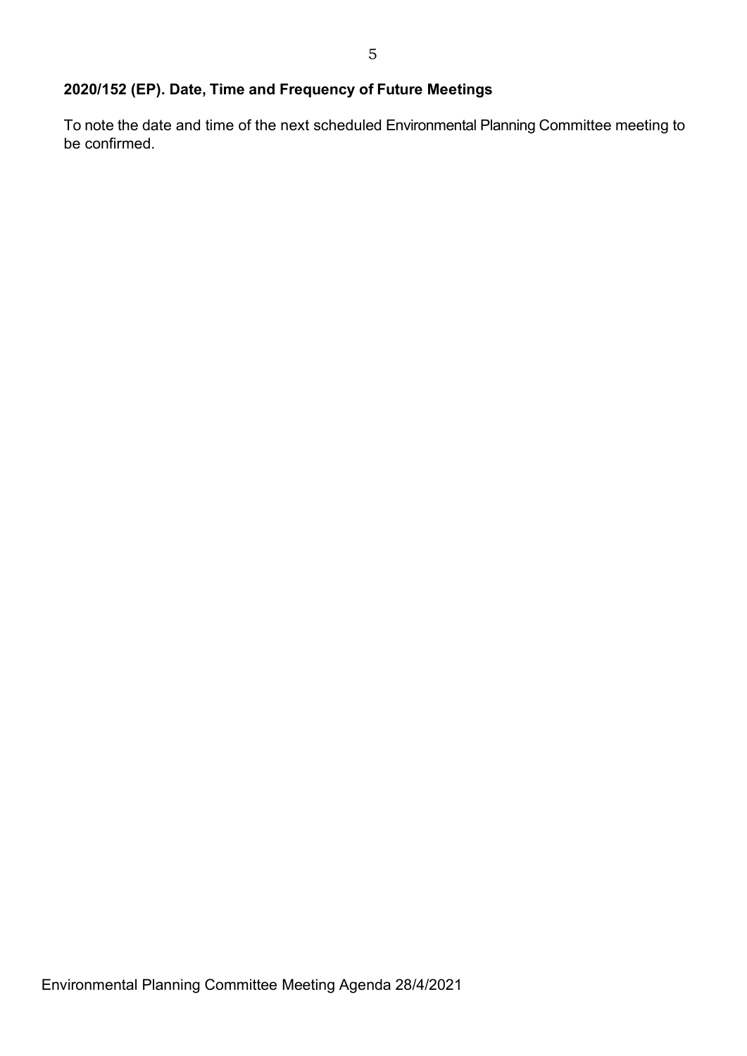**2020/152 (EP). Date, Time and Frequency of Future Meetings**

To note the date and time of the next scheduled Environmental Planning Committee meeting to be confirmed.